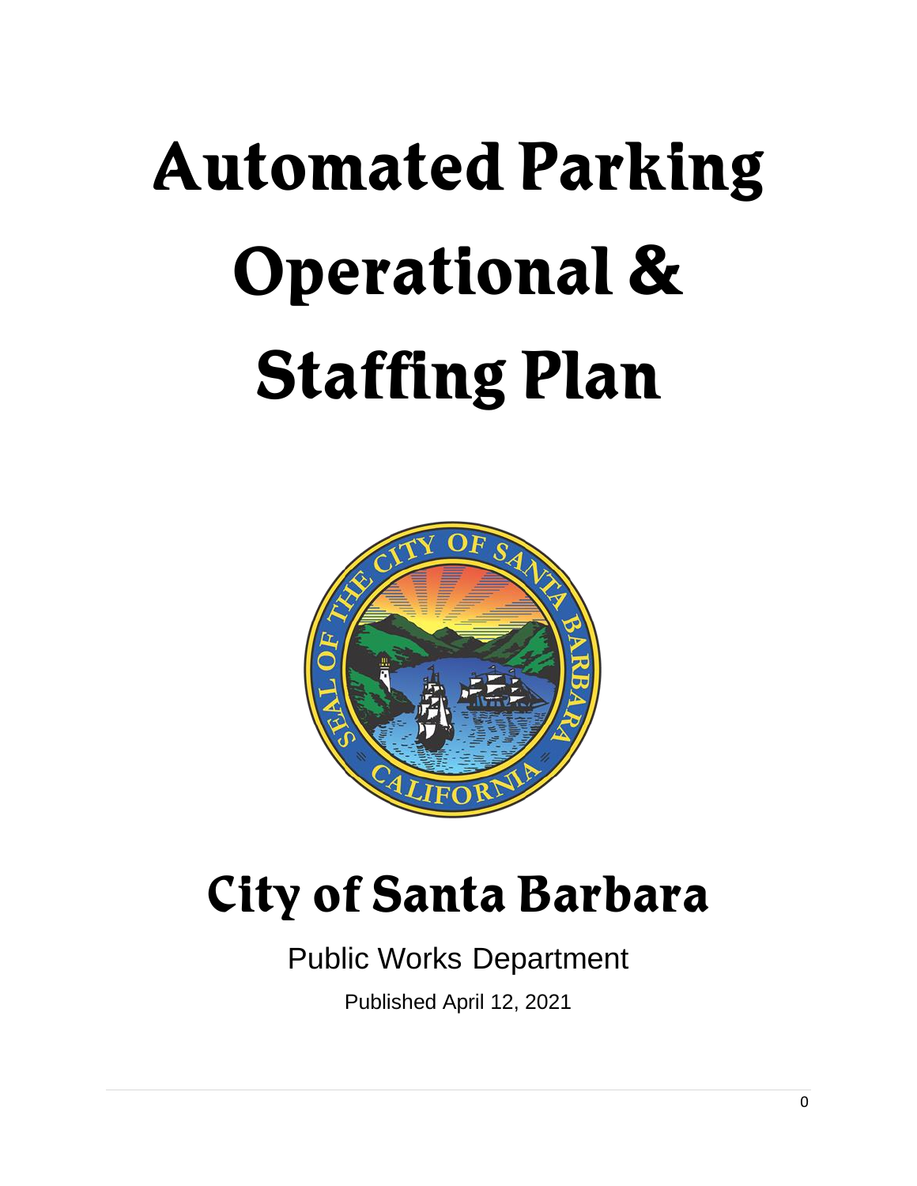# Automated Parking Operational & Staffing Plan

# City of Santa Barbara

Public Works Department

Published April 12, 2021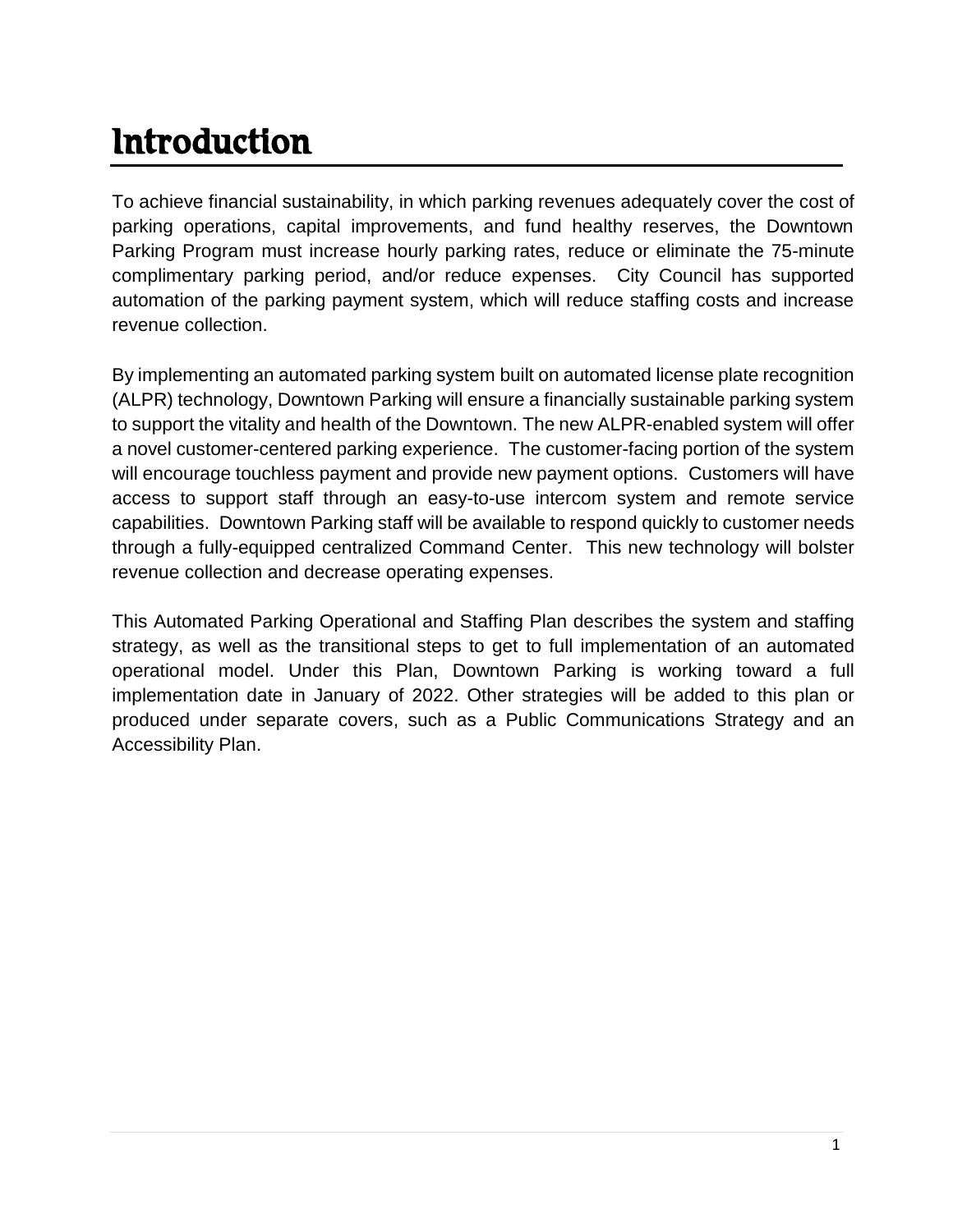# Introduction

To achieve financial sustainability, in which parking revenues adequately cover the cost of parking operations, capital improvements, and fund healthy reserves, the Downtown Parking Program must increase hourly parking rates, reduce or eliminate the 75-minute complimentary parking period, and/or reduce expenses. City Council has supported automation of the parking payment system, which will reduce staffing costs and increase revenue collection.

By implementing an automated parking system built on automated license plate recognition (ALPR) technology, Downtown Parking will ensure a financially sustainable parking system to support the vitality and health of the Downtown. The new ALPR-enabled system will offer a novel customer-centered parking experience. The customer-facing portion of the system will encourage touchless payment and provide new payment options. Customers will have access to support staff through an easy-to-use intercom system and remote service capabilities. Downtown Parking staff will be available to respond quickly to customer needs through a fully-equipped centralized Command Center. This new technology will bolster revenue collection and decrease operating expenses.

This Automated Parking Operational and Staffing Plan describes the system and staffing strategy, as well as the transitional steps to get to full implementation of an automated operational model. Under this Plan, Downtown Parking is working toward a full implementation date in January of 2022. Other strategies will be added to this plan or produced under separate covers, such as a Public Communications Strategy and an Accessibility Plan.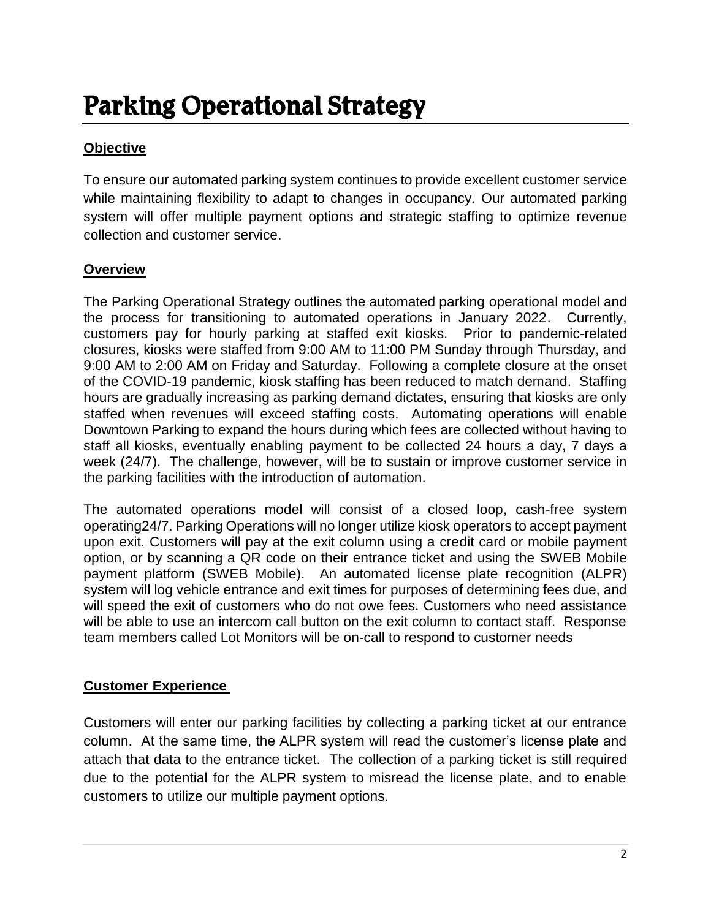# Parking Operational Strategy

## Objective

To ensure our automated parking system continues to provide excellent customer service while maintaining flexibility to adapt to changes in occupancy. Our automated parking system will offer multiple payment options and strategic staffing to optimize revenue collection and customer service.

## Overview

The Parking Operational Strategy outlines the automated parking operational model and the process for transitioning to automated operations in January 2022. Currently, customers pay for hourly parking at staffed exit kiosks. Prior to pandemic-related closures, kiosks were staffed from 9:00 AM to 11:00 PM Sunday through Thursday, and 9:00 AM to 2:00 AM on Friday and Saturday. Following a complete closure at the onset of the COVID-19 pandemic, kiosk staffing has been reduced to match demand. Staffing hours are gradually increasing as parking demand dictates, ensuring that kiosks are only staffed when revenues will exceed staffing costs. Automating operations will enable Downtown Parking to expand the hours during which fees are collected without having to staff all kiosks, eventually enabling payment to be collected 24 hours a day, 7 days a week (24/7). The challenge, however, will be to sustain or improve customer service in the parking facilities with the introduction of automation.

The automated operations model will consist of a closed loop, cash-free system operating24/7. Parking Operations will no longer utilize kiosk operators to accept payment upon exit. Customers will pay at the exit column using a credit card or mobile payment option, or by scanning a QR code on their entrance ticket and using the SWEB Mobile payment platform (SWEB Mobile). An automated license plate recognition (ALPR) system will log vehicle entrance and exit times for purposes of determining fees due, and will speed the exit of customers who do not owe fees. Customers who need assistance will be able to use an intercom call button on the exit column to contact staff. Response team members called Lot Monitors will be on-call to respond to customer needs

## Customer Experience

Customers will enter our parking facilities by collecting a parking ticket at our entrance column. At the same time, the ALPR system will read the customer's license plate and attach that data to the entrance ticket. The collection of a parking ticket is still required due to the potential for the ALPR system to misread the license plate, and to enable customers to utilize our multiple payment options.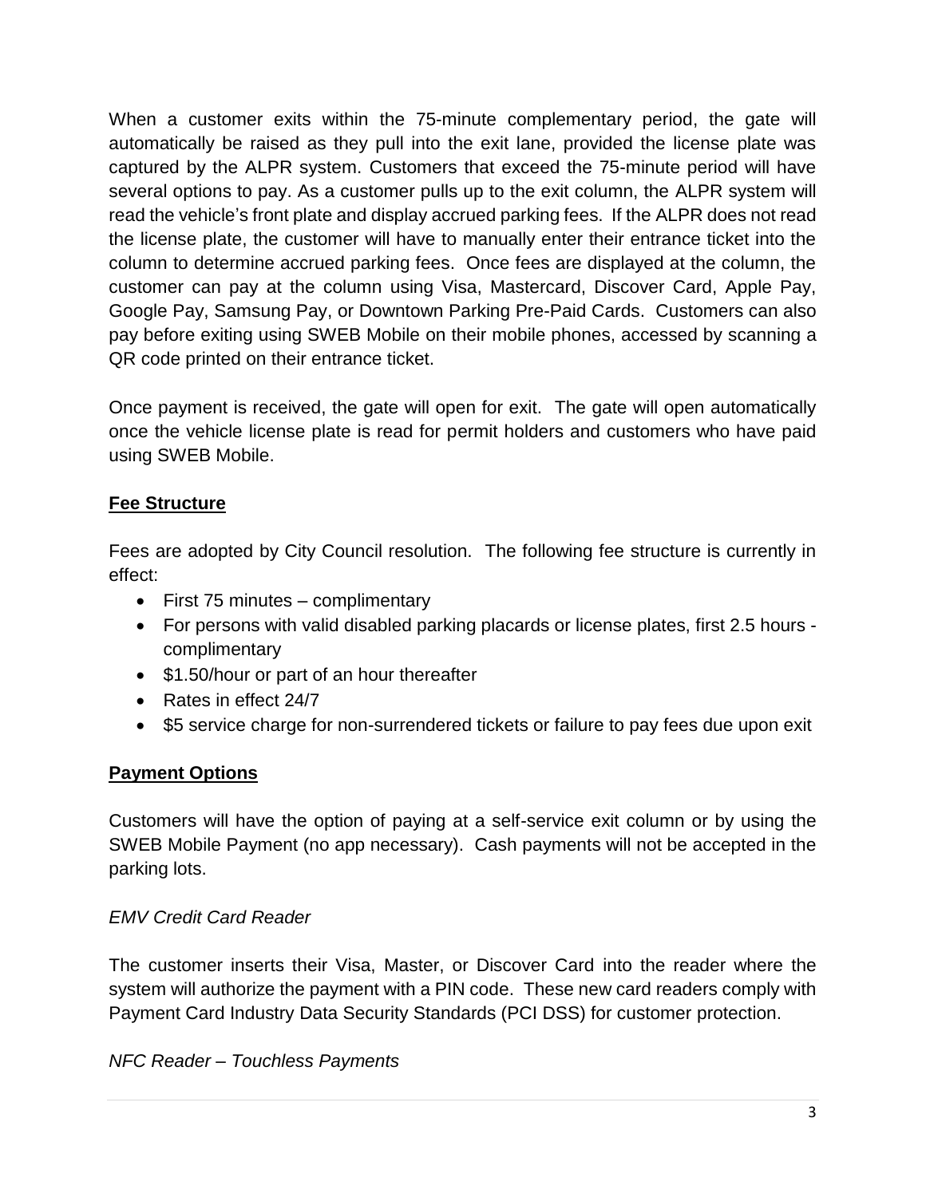When a customer exits within the 75-minute complementary period, the gate will automatically be raised as they pull into the exit lane, provided the license plate was captured by the ALPR system. Customers that exceed the 75-minute period will have several options to pay. As a customer pulls up to the exit column, the ALPR system will read the vehicle's front plate and display accrued parking fees. If the ALPR does not read the license plate, the customer will have to manually enter their entrance ticket into the column to determine accrued parking fees. Once fees are displayed at the column, the customer can pay at the column using Visa, Mastercard, Discover Card, Apple Pay, Google Pay, Samsung Pay, or Downtown Parking Pre-Paid Cards. Customers can also pay before exiting using SWEB Mobile on their mobile phones, accessed by scanning a QR code printed on their entrance ticket.

Once payment is received, the gate will open for exit. The gate will open automatically once the vehicle license plate is read for permit holders and customers who have paid using SWEB Mobile.

## Fee Structure

Fees are adopted by City Council resolution. The following fee structure is currently in effect:

- First 75 minutes – complimentary
- For persons with valid disabled parking placards or license plates, first 2.5 hours - complimentary
- $1.50/hour or part of an hour thereafter
- Rates in effect 24/7
- $5 service charge for non-surrendered tickets or failure to pay fees due upon exit

## Payment Options

Customers will have the option of paying at a self-service exit column or by using the SWEB Mobile Payment (no app necessary). Cash payments will not be accepted in the parking lots.

*EMV Credit Card Reader*

The customer inserts their Visa, Master, or Discover Card into the reader where the system will authorize the payment with a PIN code. These new card readers comply with Payment Card Industry Data Security Standards (PCI DSS) for customer protection.

*NFC Reader – Touchless Payments*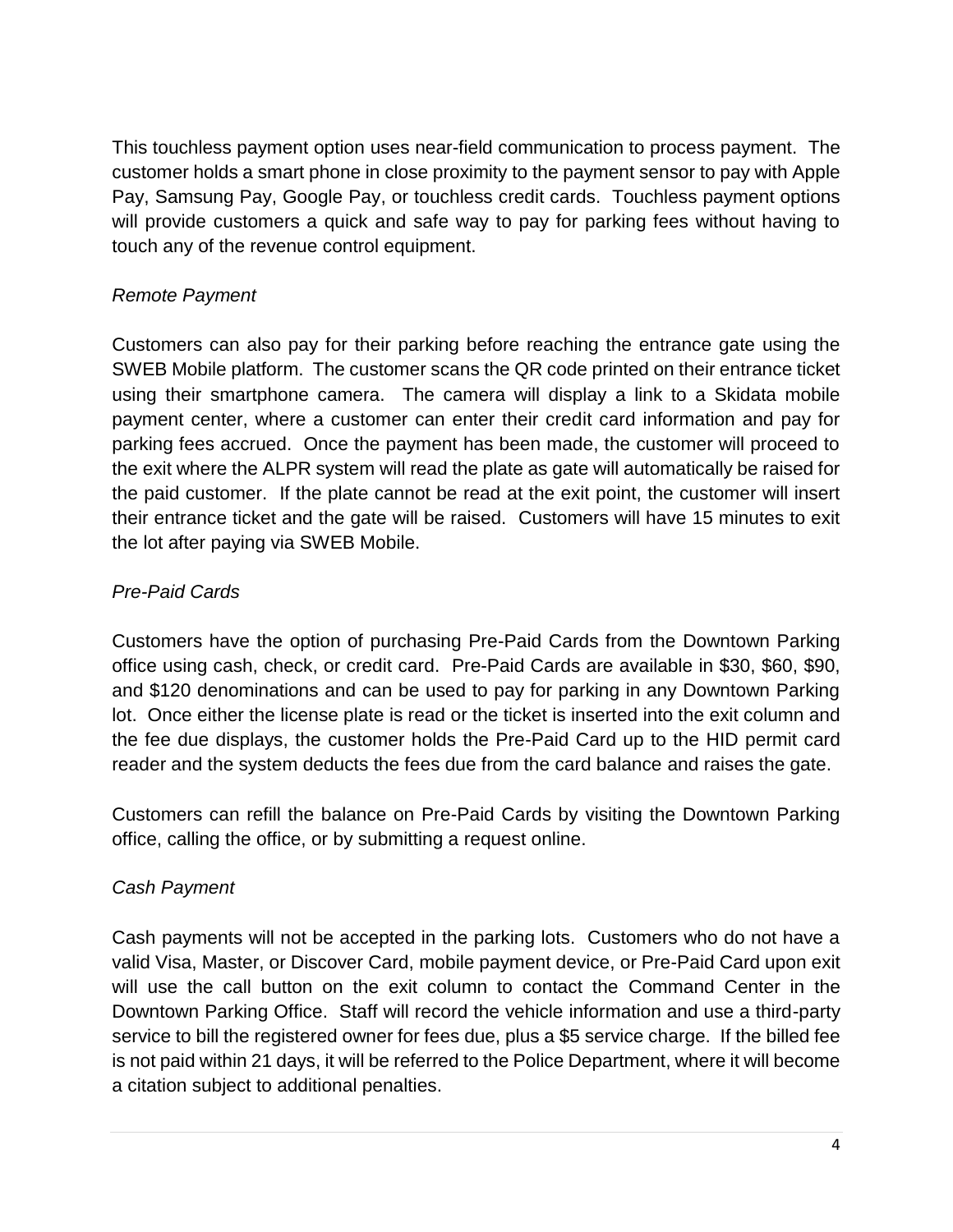This touchless payment option uses near-field communication to process payment. The customer holds a smart phone in close proximity to the payment sensor to pay with Apple Pay, Samsung Pay, Google Pay, or touchless credit cards. Touchless payment options will provide customers a quick and safe way to pay for parking fees without having to touch any of the revenue control equipment.

*Remote Payment*

Customers can also pay for their parking before reaching the entrance gate using the SWEB Mobile platform. The customer scans the QR code printed on their entrance ticket using their smartphone camera. The camera will display a link to a Skidata mobile payment center, where a customer can enter their credit card information and pay for parking fees accrued. Once the payment has been made, the customer will proceed to the exit where the ALPR system will read the plate as gate will automatically be raised for the paid customer. If the plate cannot be read at the exit point, the customer will insert their entrance ticket and the gate will be raised. Customers will have 15 minutes to exit the lot after paying via SWEB Mobile.

*Pre-Paid Cards*

Customers have the option of purchasing Pre-Paid Cards from the Downtown Parking office using cash, check, or credit card. Pre-Paid Cards are available in $30, $60, $90, and $120 denominations and can be used to pay for parking in any Downtown Parking lot. Once either the license plate is read or the ticket is inserted into the exit column and the fee due displays, the customer holds the Pre-Paid Card up to the HID permit card reader and the system deducts the fees due from the card balance and raises the gate.

Customers can refill the balance on Pre-Paid Cards by visiting the Downtown Parking office, calling the office, or by submitting a request online.

*Cash Payment*

Cash payments will not be accepted in the parking lots. Customers who do not have a valid Visa, Master, or Discover Card, mobile payment device, or Pre-Paid Card upon exit will use the call button on the exit column to contact the Command Center in the Downtown Parking Office. Staff will record the vehicle information and use a third-party service to bill the registered owner for fees due, plus a $5 service charge. If the billed fee is not paid within 21 days, it will be referred to the Police Department, where it will become a citation subject to additional penalties.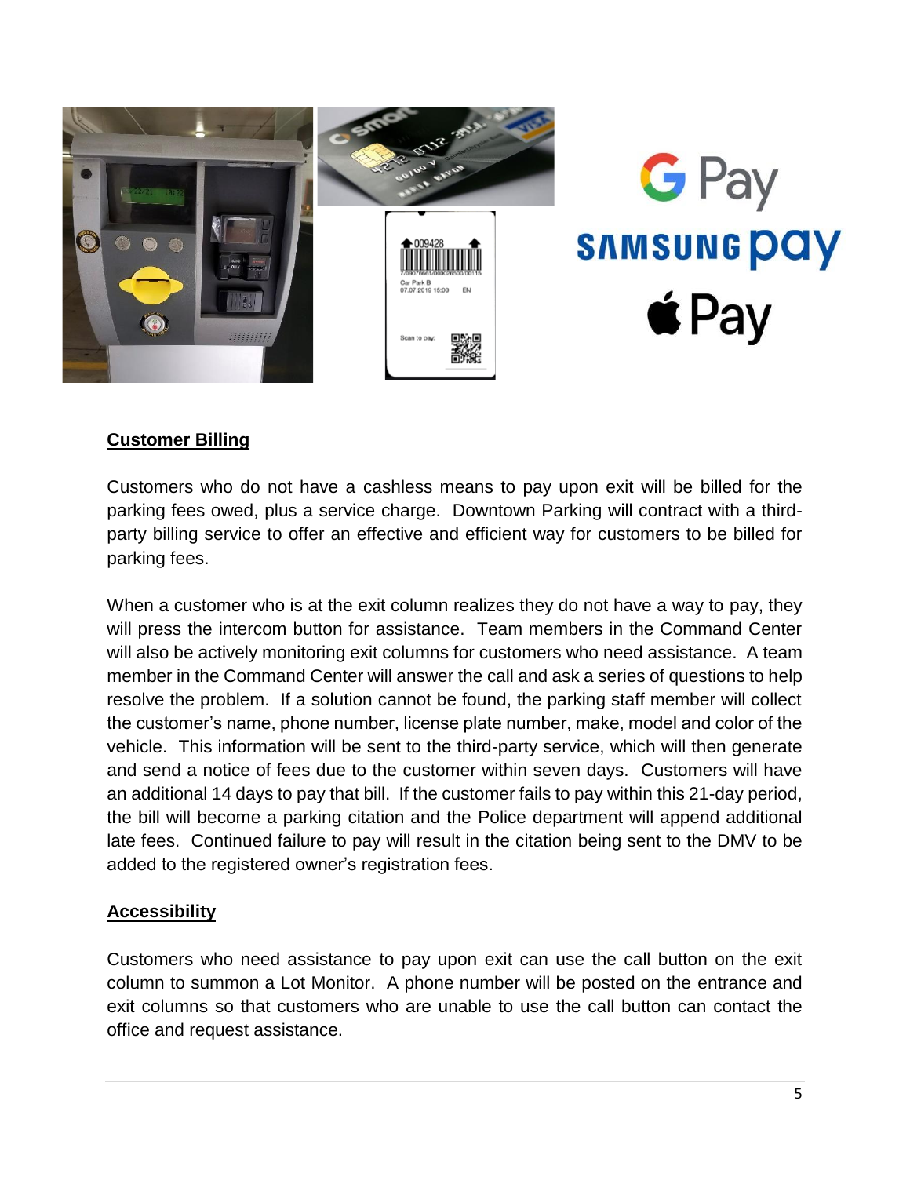## Customer Billing

Customers who do not have a cashless means to pay upon exit will be billed for the parking fees owed, plus a service charge. Downtown Parking will contract with a third-party billing service to offer an effective and efficient way for customers to be billed for parking fees.

When a customer who is at the exit column realizes they do not have a way to pay, they will press the intercom button for assistance. Team members in the Command Center will also be actively monitoring exit columns for customers who need assistance. A team member in the Command Center will answer the call and ask a series of questions to help resolve the problem. If a solution cannot be found, the parking staff member will collect the customer's name, phone number, license plate number, make, model and color of the vehicle. This information will be sent to the third-party service, which will then generate and send a notice of fees due to the customer within seven days. Customers will have an additional 14 days to pay that bill. If the customer fails to pay within this 21-day period, the bill will become a parking citation and the Police department will append additional late fees. Continued failure to pay will result in the citation being sent to the DMV to be added to the registered owner's registration fees.

## Accessibility

Customers who need assistance to pay upon exit can use the call button on the exit column to summon a Lot Monitor. A phone number will be posted on the entrance and exit columns so that customers who are unable to use the call button can contact the office and request assistance.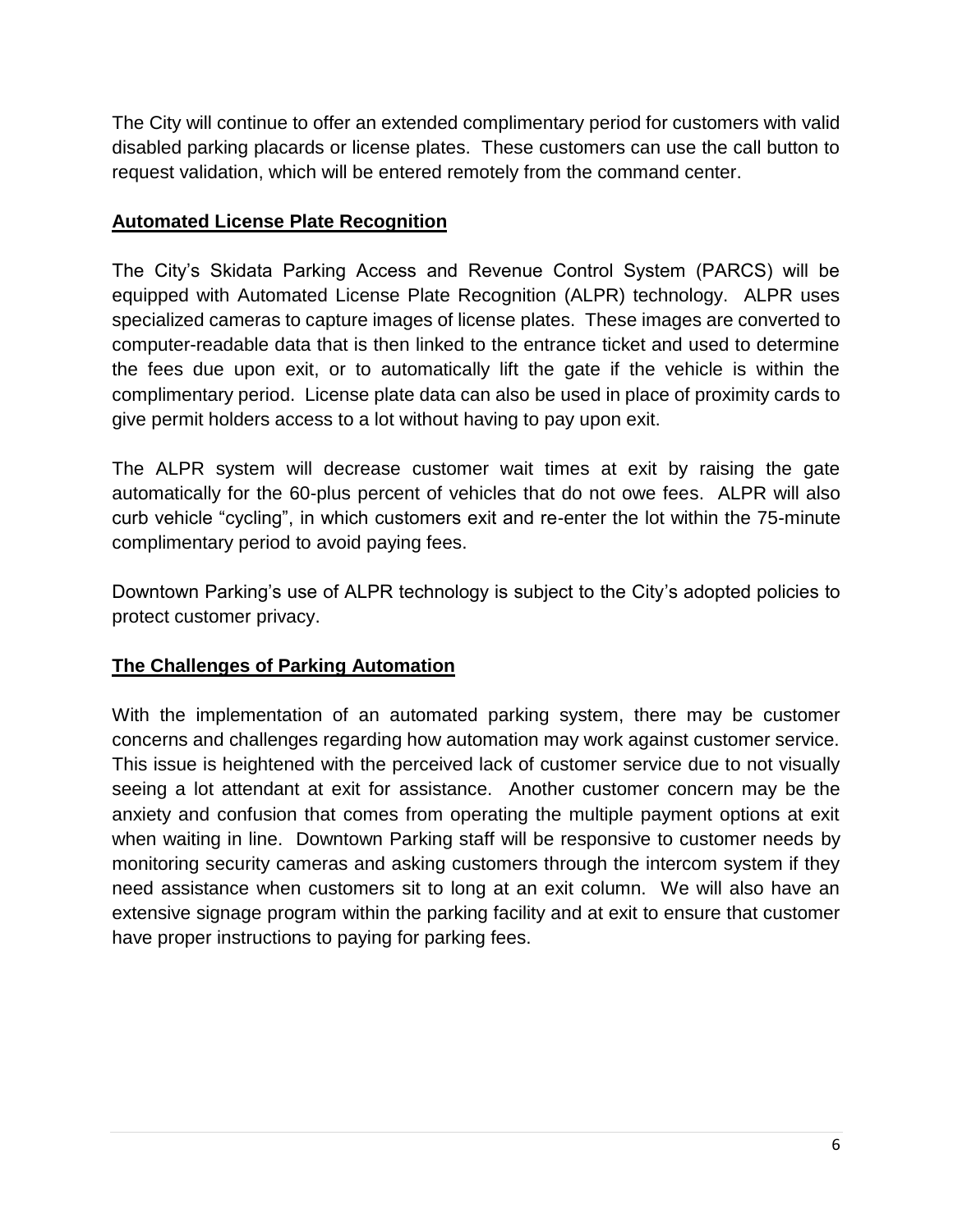The City will continue to offer an extended complimentary period for customers with valid disabled parking placards or license plates. These customers can use the call button to request validation, which will be entered remotely from the command center.

## Automated License Plate Recognition

The City's Skidata Parking Access and Revenue Control System (PARCS) will be equipped with Automated License Plate Recognition (ALPR) technology. ALPR uses specialized cameras to capture images of license plates. These images are converted to computer-readable data that is then linked to the entrance ticket and used to determine the fees due upon exit, or to automatically lift the gate if the vehicle is within the complimentary period. License plate data can also be used in place of proximity cards to give permit holders access to a lot without having to pay upon exit.

The ALPR system will decrease customer wait times at exit by raising the gate automatically for the 60-plus percent of vehicles that do not owe fees. ALPR will also curb vehicle "cycling", in which customers exit and re-enter the lot within the 75-minute complimentary period to avoid paying fees.

Downtown Parking's use of ALPR technology is subject to the City's adopted policies to protect customer privacy.

## The Challenges of Parking Automation

With the implementation of an automated parking system, there may be customer concerns and challenges regarding how automation may work against customer service. This issue is heightened with the perceived lack of customer service due to not visually seeing a lot attendant at exit for assistance. Another customer concern may be the anxiety and confusion that comes from operating the multiple payment options at exit when waiting in line. Downtown Parking staff will be responsive to customer needs by monitoring security cameras and asking customers through the intercom system if they need assistance when customers sit to long at an exit column. We will also have an extensive signage program within the parking facility and at exit to ensure that customer have proper instructions to paying for parking fees.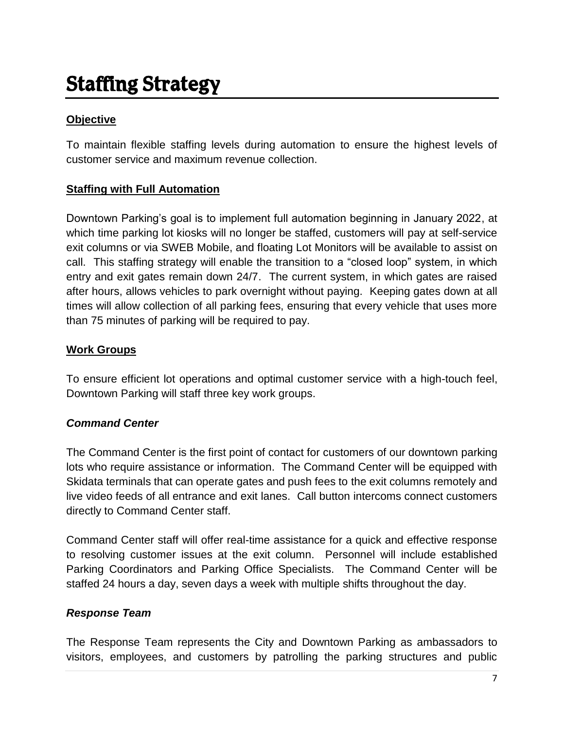# Staffing Strategy

**Objective**

To maintain flexible staffing levels during automation to ensure the highest levels of customer service and maximum revenue collection.

**Staffing with Full Automation**

Downtown Parking's goal is to implement full automation beginning in January 2022, at which time parking lot kiosks will no longer be staffed, customers will pay at self-service exit columns or via SWEB Mobile, and floating Lot Monitors will be available to assist on call. This staffing strategy will enable the transition to a "closed loop" system, in which entry and exit gates remain down 24/7. The current system, in which gates are raised after hours, allows vehicles to park overnight without paying. Keeping gates down at all times will allow collection of all parking fees, ensuring that every vehicle that uses more than 75 minutes of parking will be required to pay.

**Work Groups**

To ensure efficient lot operations and optimal customer service with a high-touch feel, Downtown Parking will staff three key work groups.

***Command Center***

The Command Center is the first point of contact for customers of our downtown parking lots who require assistance or information. The Command Center will be equipped with Skidata terminals that can operate gates and push fees to the exit columns remotely and live video feeds of all entrance and exit lanes. Call button intercoms connect customers directly to Command Center staff.

Command Center staff will offer real-time assistance for a quick and effective response to resolving customer issues at the exit column. Personnel will include established Parking Coordinators and Parking Office Specialists. The Command Center will be staffed 24 hours a day, seven days a week with multiple shifts throughout the day.

***Response Team***

The Response Team represents the City and Downtown Parking as ambassadors to visitors, employees, and customers by patrolling the parking structures and public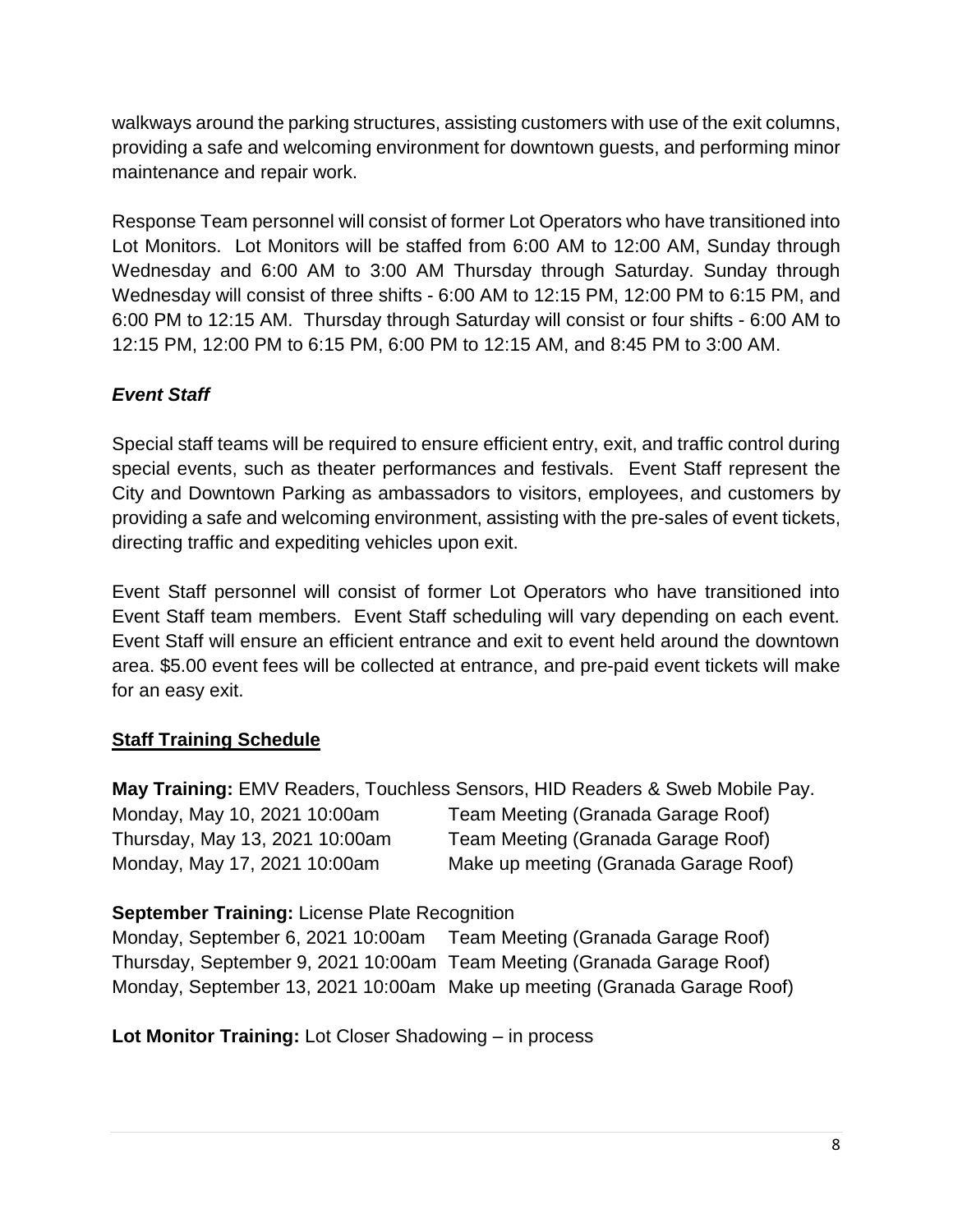walkways around the parking structures, assisting customers with use of the exit columns, providing a safe and welcoming environment for downtown guests, and performing minor maintenance and repair work.

Response Team personnel will consist of former Lot Operators who have transitioned into Lot Monitors. Lot Monitors will be staffed from 6:00 AM to 12:00 AM, Sunday through Wednesday and 6:00 AM to 3:00 AM Thursday through Saturday. Sunday through Wednesday will consist of three shifts - 6:00 AM to 12:15 PM, 12:00 PM to 6:15 PM, and 6:00 PM to 12:15 AM. Thursday through Saturday will consist or four shifts - 6:00 AM to 12:15 PM, 12:00 PM to 6:15 PM, 6:00 PM to 12:15 AM, and 8:45 PM to 3:00 AM.

### *Event Staff*

Special staff teams will be required to ensure efficient entry, exit, and traffic control during special events, such as theater performances and festivals. Event Staff represent the City and Downtown Parking as ambassadors to visitors, employees, and customers by providing a safe and welcoming environment, assisting with the pre-sales of event tickets, directing traffic and expediting vehicles upon exit.

Event Staff personnel will consist of former Lot Operators who have transitioned into Event Staff team members. Event Staff scheduling will vary depending on each event. Event Staff will ensure an efficient entrance and exit to event held around the downtown area. $5.00 event fees will be collected at entrance, and pre-paid event tickets will make for an easy exit.

## **Staff Training Schedule**

**May Training:** EMV Readers, Touchless Sensors, HID Readers & Sweb Mobile Pay.

| | |
|---|---|
| Monday, May 10, 2021 10:00am | Team Meeting (Granada Garage Roof) |
| Thursday, May 13, 2021 10:00am | Team Meeting (Granada Garage Roof) |
| Monday, May 17, 2021 10:00am | Make up meeting (Granada Garage Roof) |

**September Training:** License Plate Recognition

| | |
|---|---|
| Monday, September 6, 2021 10:00am | Team Meeting (Granada Garage Roof) |
| Thursday, September 9, 2021 10:00am | Team Meeting (Granada Garage Roof) |
| Monday, September 13, 2021 10:00am | Make up meeting (Granada Garage Roof) |

**Lot Monitor Training:** Lot Closer Shadowing – in process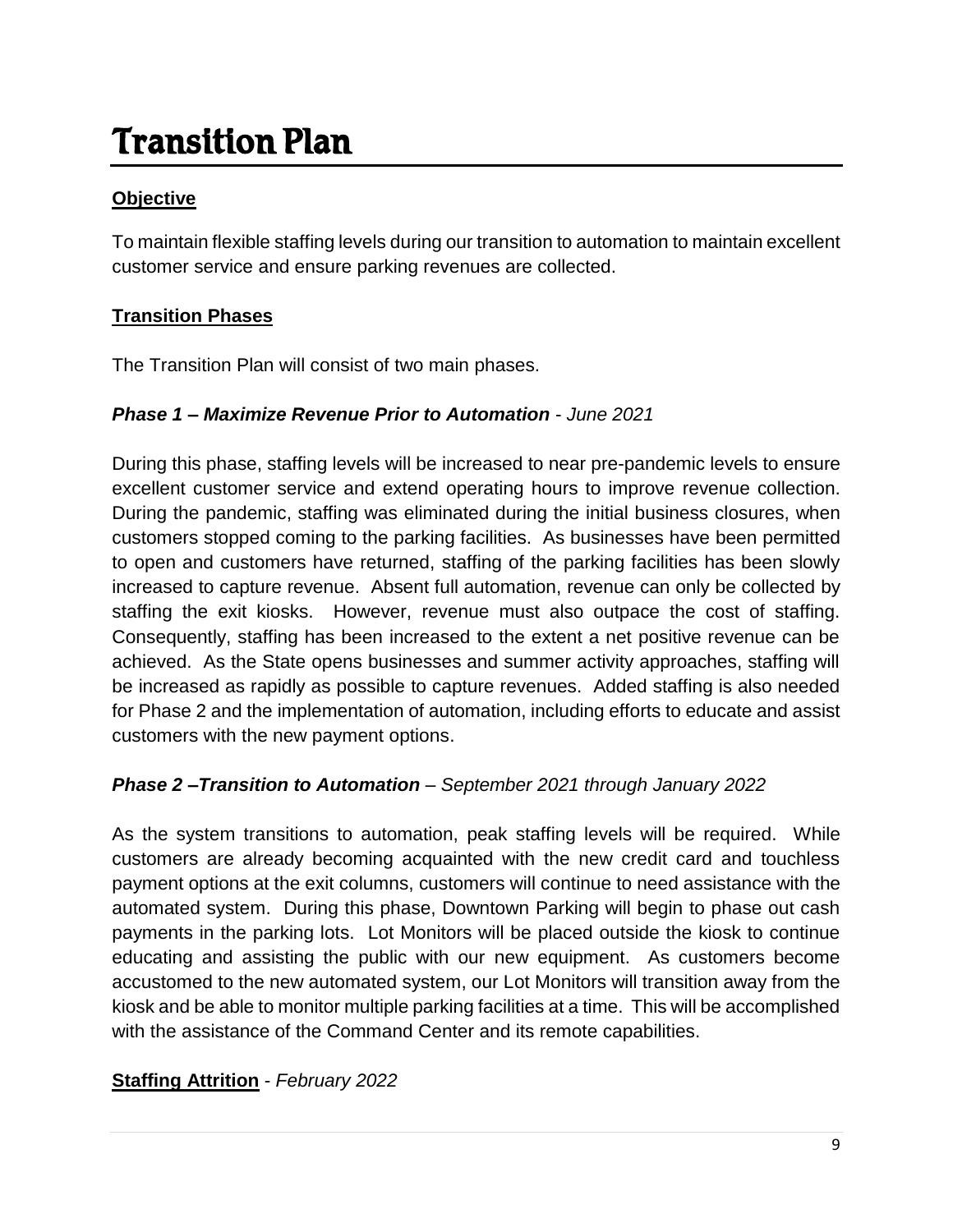# Transition Plan

**Objective**

To maintain flexible staffing levels during our transition to automation to maintain excellent customer service and ensure parking revenues are collected.

**Transition Phases**

The Transition Plan will consist of two main phases.

***Phase 1 – Maximize Revenue Prior to Automation*** *- June 2021*

During this phase, staffing levels will be increased to near pre-pandemic levels to ensure excellent customer service and extend operating hours to improve revenue collection. During the pandemic, staffing was eliminated during the initial business closures, when customers stopped coming to the parking facilities. As businesses have been permitted to open and customers have returned, staffing of the parking facilities has been slowly increased to capture revenue. Absent full automation, revenue can only be collected by staffing the exit kiosks. However, revenue must also outpace the cost of staffing. Consequently, staffing has been increased to the extent a net positive revenue can be achieved. As the State opens businesses and summer activity approaches, staffing will be increased as rapidly as possible to capture revenues. Added staffing is also needed for Phase 2 and the implementation of automation, including efforts to educate and assist customers with the new payment options.

***Phase 2 –Transition to Automation*** *– September 2021 through January 2022*

As the system transitions to automation, peak staffing levels will be required. While customers are already becoming acquainted with the new credit card and touchless payment options at the exit columns, customers will continue to need assistance with the automated system. During this phase, Downtown Parking will begin to phase out cash payments in the parking lots. Lot Monitors will be placed outside the kiosk to continue educating and assisting the public with our new equipment. As customers become accustomed to the new automated system, our Lot Monitors will transition away from the kiosk and be able to monitor multiple parking facilities at a time. This will be accomplished with the assistance of the Command Center and its remote capabilities.

**Staffing Attrition** *- February 2022*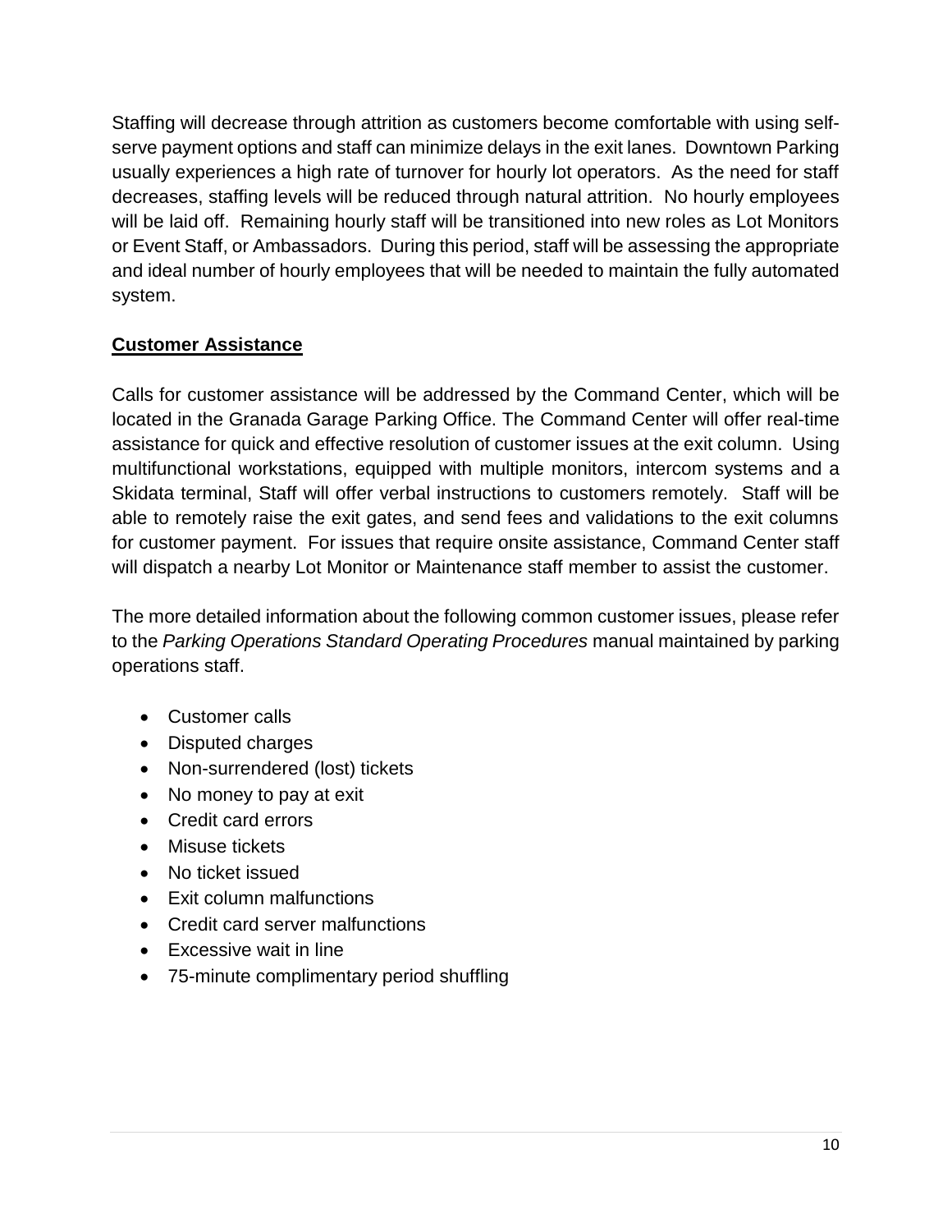Staffing will decrease through attrition as customers become comfortable with using self-serve payment options and staff can minimize delays in the exit lanes. Downtown Parking usually experiences a high rate of turnover for hourly lot operators. As the need for staff decreases, staffing levels will be reduced through natural attrition. No hourly employees will be laid off. Remaining hourly staff will be transitioned into new roles as Lot Monitors or Event Staff, or Ambassadors. During this period, staff will be assessing the appropriate and ideal number of hourly employees that will be needed to maintain the fully automated system.

**Customer Assistance**

Calls for customer assistance will be addressed by the Command Center, which will be located in the Granada Garage Parking Office. The Command Center will offer real-time assistance for quick and effective resolution of customer issues at the exit column. Using multifunctional workstations, equipped with multiple monitors, intercom systems and a Skidata terminal, Staff will offer verbal instructions to customers remotely. Staff will be able to remotely raise the exit gates, and send fees and validations to the exit columns for customer payment. For issues that require onsite assistance, Command Center staff will dispatch a nearby Lot Monitor or Maintenance staff member to assist the customer.

The more detailed information about the following common customer issues, please refer to the *Parking Operations Standard Operating Procedures* manual maintained by parking operations staff.

- Customer calls
- Disputed charges
- Non-surrendered (lost) tickets
- No money to pay at exit
- Credit card errors
- Misuse tickets
- No ticket issued
- Exit column malfunctions
- Credit card server malfunctions
- Excessive wait in line
- 75-minute complimentary period shuffling